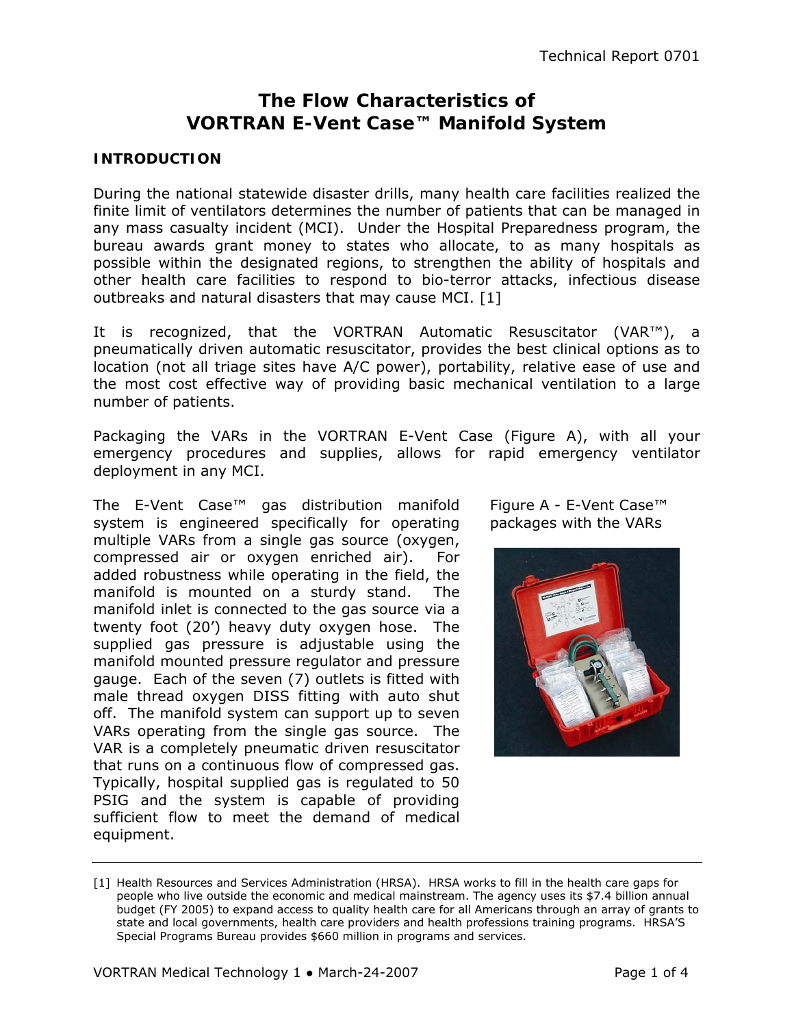Technical Report 0701

# The Flow Characteristics of VORTRAN E-Vent Case™ Manifold System

## INTRODUCTION

During the national statewide disaster drills, many health care facilities realized the finite limit of ventilators determines the number of patients that can be managed in any mass casualty incident (MCI). Under the Hospital Preparedness program, the bureau awards grant money to states who allocate, to as many hospitals as possible within the designated regions, to strengthen the ability of hospitals and other health care facilities to respond to bio-terror attacks, infectious disease outbreaks and natural disasters that may cause MCI. [1]

It is recognized, that the VORTRAN Automatic Resuscitator (VAR™), a pneumatically driven automatic resuscitator, provides the best clinical options as to location (not all triage sites have A/C power), portability, relative ease of use and the most cost effective way of providing basic mechanical ventilation to a large number of patients.

Packaging the VARs in the VORTRAN E-Vent Case (Figure A), with all your emergency procedures and supplies, allows for rapid emergency ventilator deployment in any MCI.

The E-Vent Case™ gas distribution manifold system is engineered specifically for operating multiple VARs from a single gas source (oxygen, compressed air or oxygen enriched air). For added robustness while operating in the field, the manifold is mounted on a sturdy stand. The manifold inlet is connected to the gas source via a twenty foot (20') heavy duty oxygen hose. The supplied gas pressure is adjustable using the manifold mounted pressure regulator and pressure gauge. Each of the seven (7) outlets is fitted with male thread oxygen DISS fitting with auto shut off. The manifold system can support up to seven VARs operating from the single gas source. The VAR is a completely pneumatic driven resuscitator that runs on a continuous flow of compressed gas. Typically, hospital supplied gas is regulated to 50 PSIG and the system is capable of providing sufficient flow to meet the demand of medical equipment.

Figure A - E-Vent Case™ packages with the VARs

[1] Health Resources and Services Administration (HRSA). HRSA works to fill in the health care gaps for people who live outside the economic and medical mainstream. The agency uses its $7.4 billion annual budget (FY 2005) to expand access to quality health care for all Americans through an array of grants to state and local governments, health care providers and health professions training programs. HRSA'S Special Programs Bureau provides $660 million in programs and services.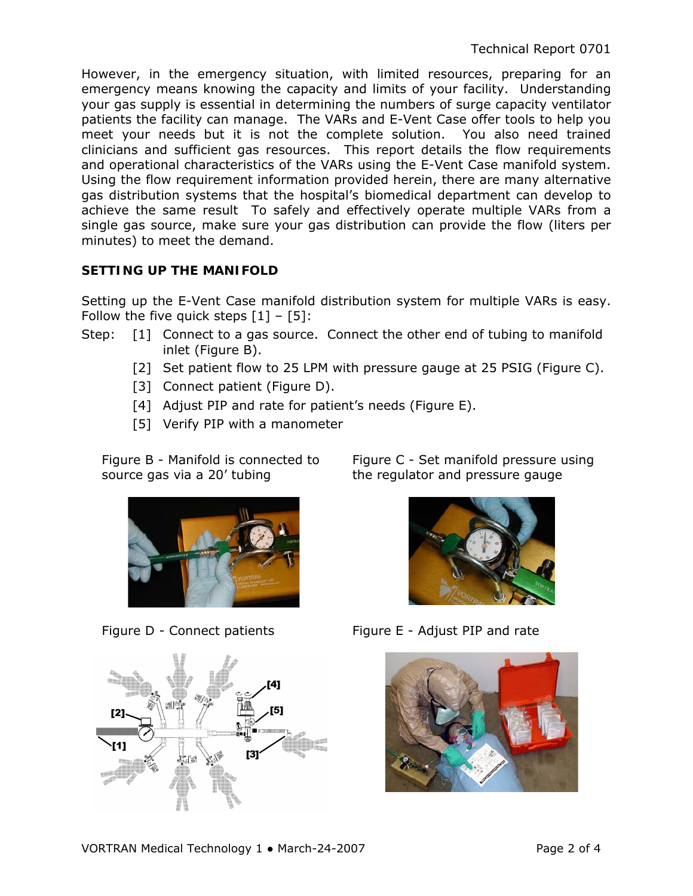However, in the emergency situation, with limited resources, preparing for an emergency means knowing the capacity and limits of your facility. Understanding your gas supply is essential in determining the numbers of surge capacity ventilator patients the facility can manage. The VARs and E-Vent Case offer tools to help you meet your needs but it is not the complete solution. You also need trained clinicians and sufficient gas resources. This report details the flow requirements and operational characteristics of the VARs using the E-Vent Case manifold system. Using the flow requirement information provided herein, there are many alternative gas distribution systems that the hospital's biomedical department can develop to achieve the same result To safely and effectively operate multiple VARs from a single gas source, make sure your gas distribution can provide the flow (liters per minutes) to meet the demand.

## SETTING UP THE MANIFOLD

Setting up the E-Vent Case manifold distribution system for multiple VARs is easy. Follow the five quick steps [1] – [5]:

Step:
- [1] Connect to a gas source. Connect the other end of tubing to manifold inlet (Figure B).
- [2] Set patient flow to 25 LPM with pressure gauge at 25 PSIG (Figure C).
- [3] Connect patient (Figure D).
- [4] Adjust PIP and rate for patient's needs (Figure E).
- [5] Verify PIP with a manometer

Figure B - Manifold is connected to source gas via a 20' tubing

Figure C - Set manifold pressure using the regulator and pressure gauge

Figure D - Connect patients

[4]
[2]
[5]
[1]
[3]

Figure E - Adjust PIP and rate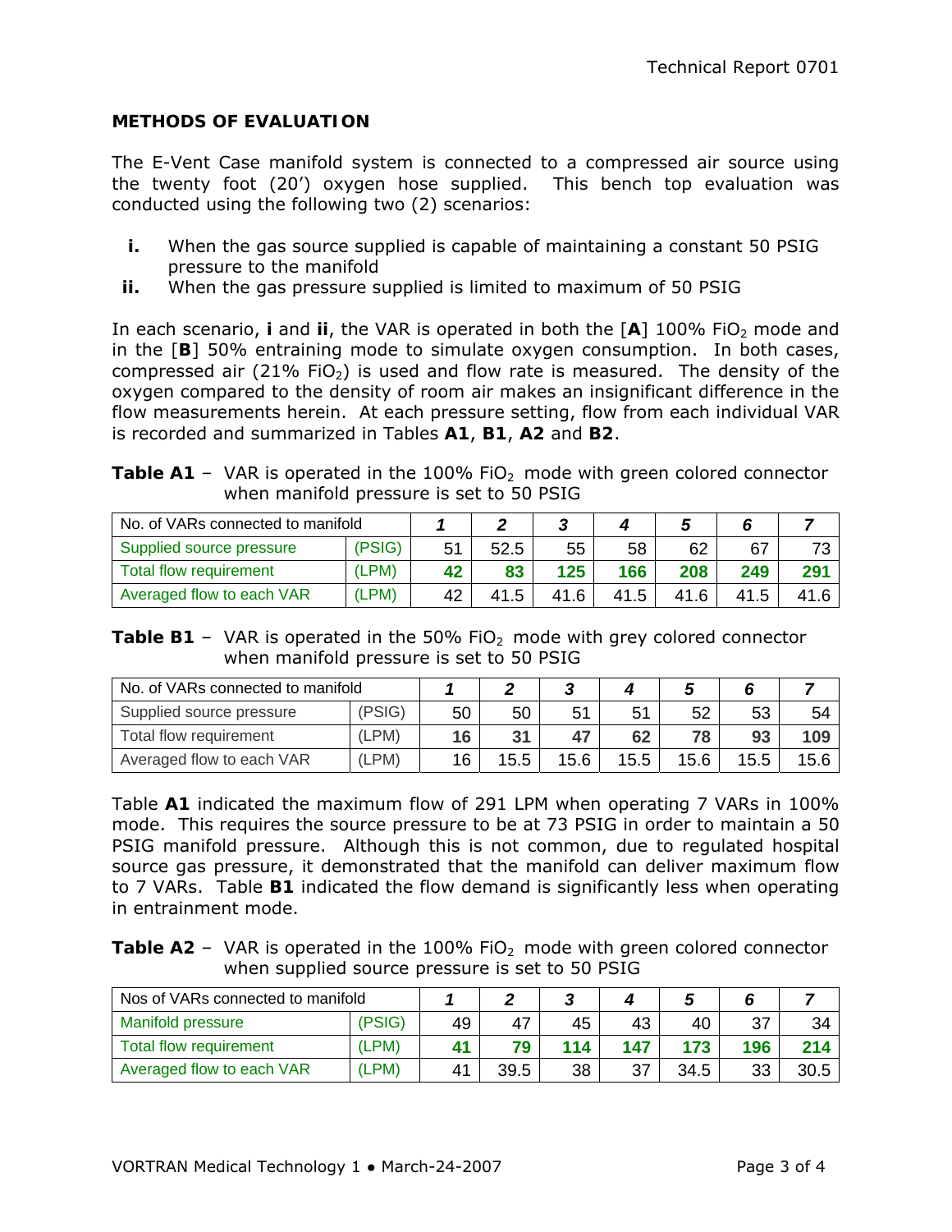## METHODS OF EVALUATION

The E-Vent Case manifold system is connected to a compressed air source using the twenty foot (20') oxygen hose supplied. This bench top evaluation was conducted using the following two (2) scenarios:

- **i.** When the gas source supplied is capable of maintaining a constant 50 PSIG pressure to the manifold
- **ii.** When the gas pressure supplied is limited to maximum of 50 PSIG

In each scenario, **i** and **ii**, the VAR is operated in both the [**A**] 100% $FiO_2$ mode and in the [**B**] 50% entraining mode to simulate oxygen consumption. In both cases, compressed air (21% $FiO_2$) is used and flow rate is measured. The density of the oxygen compared to the density of room air makes an insignificant difference in the flow measurements herein. At each pressure setting, flow from each individual VAR is recorded and summarized in Tables **A1**, **B1**, **A2** and **B2**.

**Table A1** – VAR is operated in the 100% $FiO_2$ mode with green colored connector when manifold pressure is set to 50 PSIG

| No. of VARs connected to manifold | | *1* | *2* | *3* | *4* | *5* | *6* | *7* |
|---|---|---|---|---|---|---|---|---|
| Supplied source pressure | (PSIG) | 51 | 52.5 | 55 | 58 | 62 | 67 | 73 |
| Total flow requirement | (LPM) | **42** | **83** | **125** | **166** | **208** | **249** | **291** |
| Averaged flow to each VAR | (LPM) | 42 | 41.5 | 41.6 | 41.5 | 41.6 | 41.5 | 41.6 |

**Table B1** – VAR is operated in the 50% $FiO_2$ mode with grey colored connector when manifold pressure is set to 50 PSIG

| No. of VARs connected to manifold | | *1* | *2* | *3* | *4* | *5* | *6* | *7* |
|---|---|---|---|---|---|---|---|---|
| Supplied source pressure | (PSIG) | 50 | 50 | 51 | 51 | 52 | 53 | 54 |
| Total flow requirement | (LPM) | **16** | **31** | **47** | **62** | **78** | **93** | **109** |
| Averaged flow to each VAR | (LPM) | 16 | 15.5 | 15.6 | 15.5 | 15.6 | 15.5 | 15.6 |

Table **A1** indicated the maximum flow of 291 LPM when operating 7 VARs in 100% mode. This requires the source pressure to be at 73 PSIG in order to maintain a 50 PSIG manifold pressure. Although this is not common, due to regulated hospital source gas pressure, it demonstrated that the manifold can deliver maximum flow to 7 VARs. Table **B1** indicated the flow demand is significantly less when operating in entrainment mode.

**Table A2** – VAR is operated in the 100% $FiO_2$ mode with green colored connector when supplied source pressure is set to 50 PSIG

| Nos of VARs connected to manifold | | *1* | *2* | *3* | *4* | *5* | *6* | *7* |
|---|---|---|---|---|---|---|---|---|
| Manifold pressure | (PSIG) | 49 | 47 | 45 | 43 | 40 | 37 | 34 |
| Total flow requirement | (LPM) | **41** | **79** | **114** | **147** | **173** | **196** | **214** |
| Averaged flow to each VAR | (LPM) | 41 | 39.5 | 38 | 37 | 34.5 | 33 | 30.5 |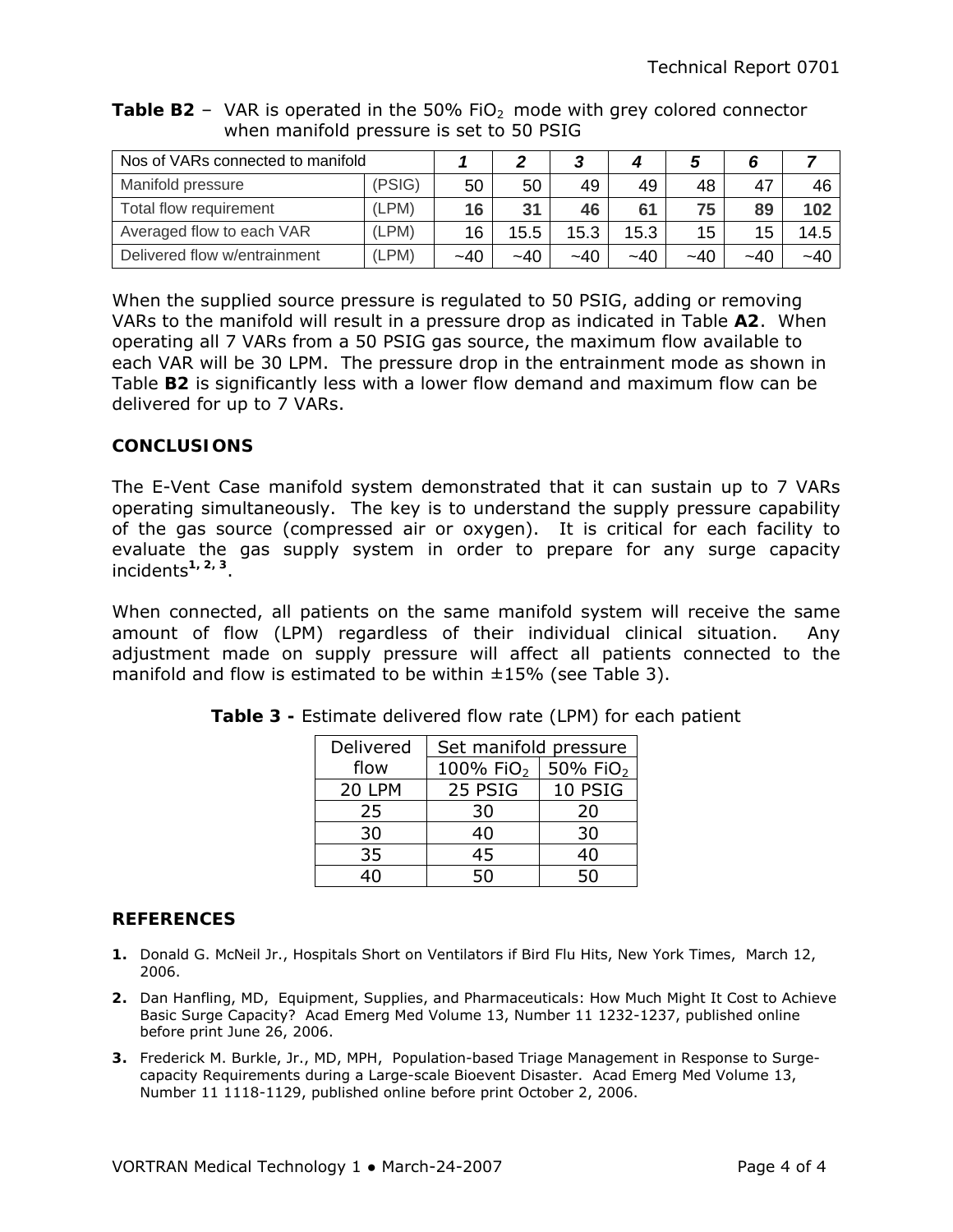**Table B2** – VAR is operated in the 50% $FiO_2$ mode with grey colored connector when manifold pressure is set to 50 PSIG

| Nos of VARs connected to manifold | | **1** | **2** | **3** | **4** | **5** | **6** | **7** |
|---|---|---|---|---|---|---|---|---|
| Manifold pressure | (PSIG) | 50 | 50 | 49 | 49 | 48 | 47 | 46 |
| Total flow requirement | (LPM) | **16** | **31** | **46** | **61** | **75** | **89** | **102** |
| Averaged flow to each VAR | (LPM) | 16 | 15.5 | 15.3 | 15.3 | 15 | 15 | 14.5 |
| Delivered flow w/entrainment | (LPM) | ~40 | ~40 | ~40 | ~40 | ~40 | ~40 | ~40 |

When the supplied source pressure is regulated to 50 PSIG, adding or removing VARs to the manifold will result in a pressure drop as indicated in Table **A2**. When operating all 7 VARs from a 50 PSIG gas source, the maximum flow available to each VAR will be 30 LPM. The pressure drop in the entrainment mode as shown in Table **B2** is significantly less with a lower flow demand and maximum flow can be delivered for up to 7 VARs.

**CONCLUSIONS**

The E-Vent Case manifold system demonstrated that it can sustain up to 7 VARs operating simultaneously. The key is to understand the supply pressure capability of the gas source (compressed air or oxygen). It is critical for each facility to evaluate the gas supply system in order to prepare for any surge capacity incidents[1, 2, 3].

When connected, all patients on the same manifold system will receive the same amount of flow (LPM) regardless of their individual clinical situation. Any adjustment made on supply pressure will affect all patients connected to the manifold and flow is estimated to be within ±15% (see Table 3).

**Table 3 -** Estimate delivered flow rate (LPM) for each patient

| Delivered flow | Set manifold pressure | |
|---|---|---|
| | 100% $FiO_2$ | 50% $FiO_2$ |
| 20 LPM | 25 PSIG | 10 PSIG |
| 25 | 30 | 20 |
| 30 | 40 | 30 |
| 35 | 45 | 40 |
| 40 | 50 | 50 |

**REFERENCES**

1. Donald G. McNeil Jr., Hospitals Short on Ventilators if Bird Flu Hits, New York Times, March 12, 2006.
2. Dan Hanfling, MD, Equipment, Supplies, and Pharmaceuticals: How Much Might It Cost to Achieve Basic Surge Capacity? Acad Emerg Med Volume 13, Number 11 1232-1237, published online before print June 26, 2006.
3. Frederick M. Burkle, Jr., MD, MPH, Population-based Triage Management in Response to Surge-capacity Requirements during a Large-scale Bioevent Disaster. Acad Emerg Med Volume 13, Number 11 1118-1129, published online before print October 2, 2006.